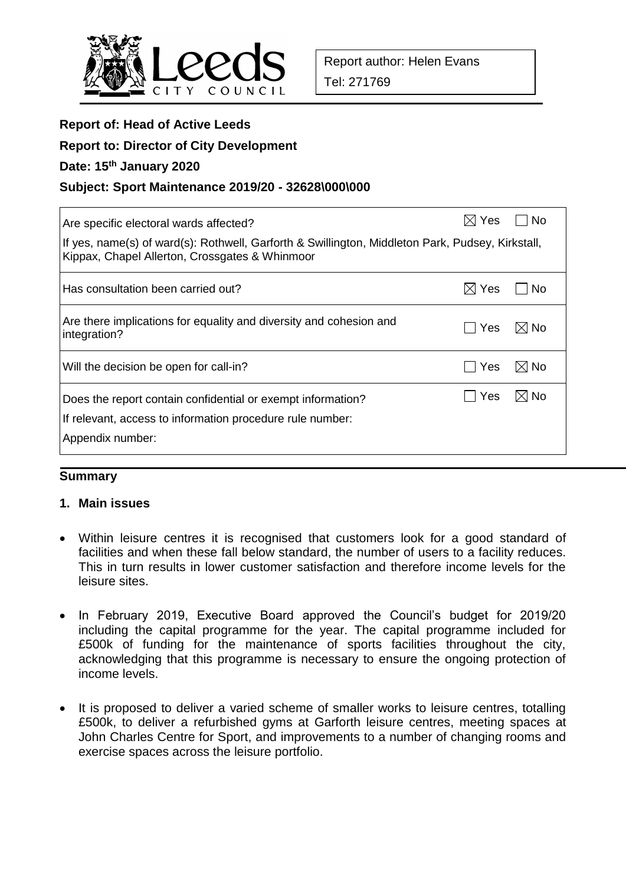Report author: Helen Evans

Tel: 271769

**Report of: Head of Active Leeds**

**Report to: Director of City Development**

**Date: 15th January 2020**

**Subject: Sport Maintenance 2019/20 - 32628\000\000**

| | |
|---|---|
| Are specific electoral wards affected?<br>If yes, name(s) of ward(s): Rothwell, Garforth & Swillington, Middleton Park, Pudsey, Kirkstall, Kippax, Chapel Allerton, Crossgates & Whinmoor | ☒ Yes ☐ No |
| Has consultation been carried out? | ☒ Yes ☐ No |
| Are there implications for equality and diversity and cohesion and integration? | ☐ Yes ☒ No |
| Will the decision be open for call-in? | ☐ Yes ☒ No |
| Does the report contain confidential or exempt information?<br>If relevant, access to information procedure rule number:<br>Appendix number: | ☐ Yes ☒ No |

## Summary

### 1. Main issues

- Within leisure centres it is recognised that customers look for a good standard of facilities and when these fall below standard, the number of users to a facility reduces. This in turn results in lower customer satisfaction and therefore income levels for the leisure sites.
- In February 2019, Executive Board approved the Council's budget for 2019/20 including the capital programme for the year. The capital programme included for £500k of funding for the maintenance of sports facilities throughout the city, acknowledging that this programme is necessary to ensure the ongoing protection of income levels.
- It is proposed to deliver a varied scheme of smaller works to leisure centres, totalling £500k, to deliver a refurbished gyms at Garforth leisure centres, meeting spaces at John Charles Centre for Sport, and improvements to a number of changing rooms and exercise spaces across the leisure portfolio.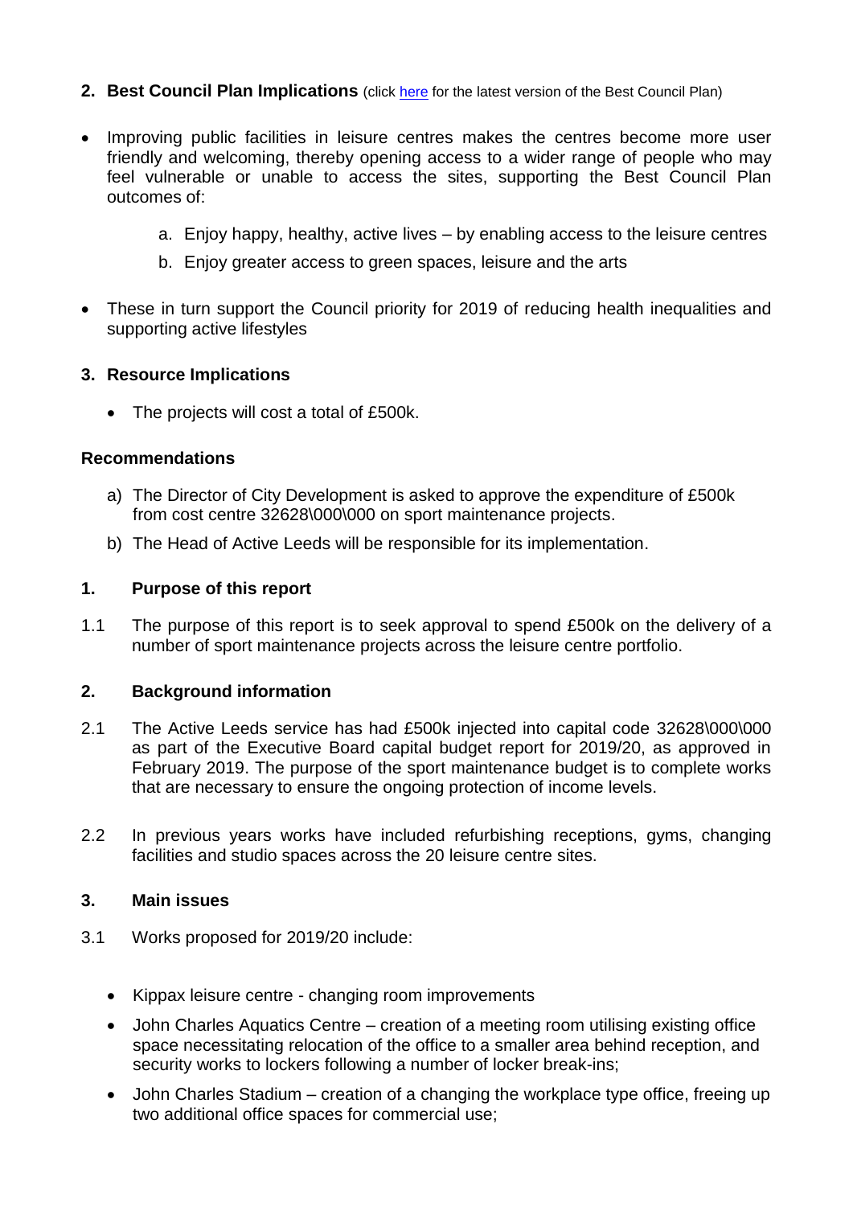## 2. Best Council Plan Implications (click here for the latest version of the Best Council Plan)

- Improving public facilities in leisure centres makes the centres become more user friendly and welcoming, thereby opening access to a wider range of people who may feel vulnerable or unable to access the sites, supporting the Best Council Plan outcomes of:
  a. Enjoy happy, healthy, active lives – by enabling access to the leisure centres
  b. Enjoy greater access to green spaces, leisure and the arts
- These in turn support the Council priority for 2019 of reducing health inequalities and supporting active lifestyles

## 3. Resource Implications

- The projects will cost a total of £500k.

## Recommendations

a) The Director of City Development is asked to approve the expenditure of £500k from cost centre 32628\000\000 on sport maintenance projects.

b) The Head of Active Leeds will be responsible for its implementation.

## 1. Purpose of this report

1.1 The purpose of this report is to seek approval to spend £500k on the delivery of a number of sport maintenance projects across the leisure centre portfolio.

## 2. Background information

2.1 The Active Leeds service has had £500k injected into capital code 32628\000\000 as part of the Executive Board capital budget report for 2019/20, as approved in February 2019. The purpose of the sport maintenance budget is to complete works that are necessary to ensure the ongoing protection of income levels.

2.2 In previous years works have included refurbishing receptions, gyms, changing facilities and studio spaces across the 20 leisure centre sites.

## 3. Main issues

3.1 Works proposed for 2019/20 include:

- Kippax leisure centre - changing room improvements
- John Charles Aquatics Centre – creation of a meeting room utilising existing office space necessitating relocation of the office to a smaller area behind reception, and security works to lockers following a number of locker break-ins;
- John Charles Stadium – creation of a changing the workplace type office, freeing up two additional office spaces for commercial use;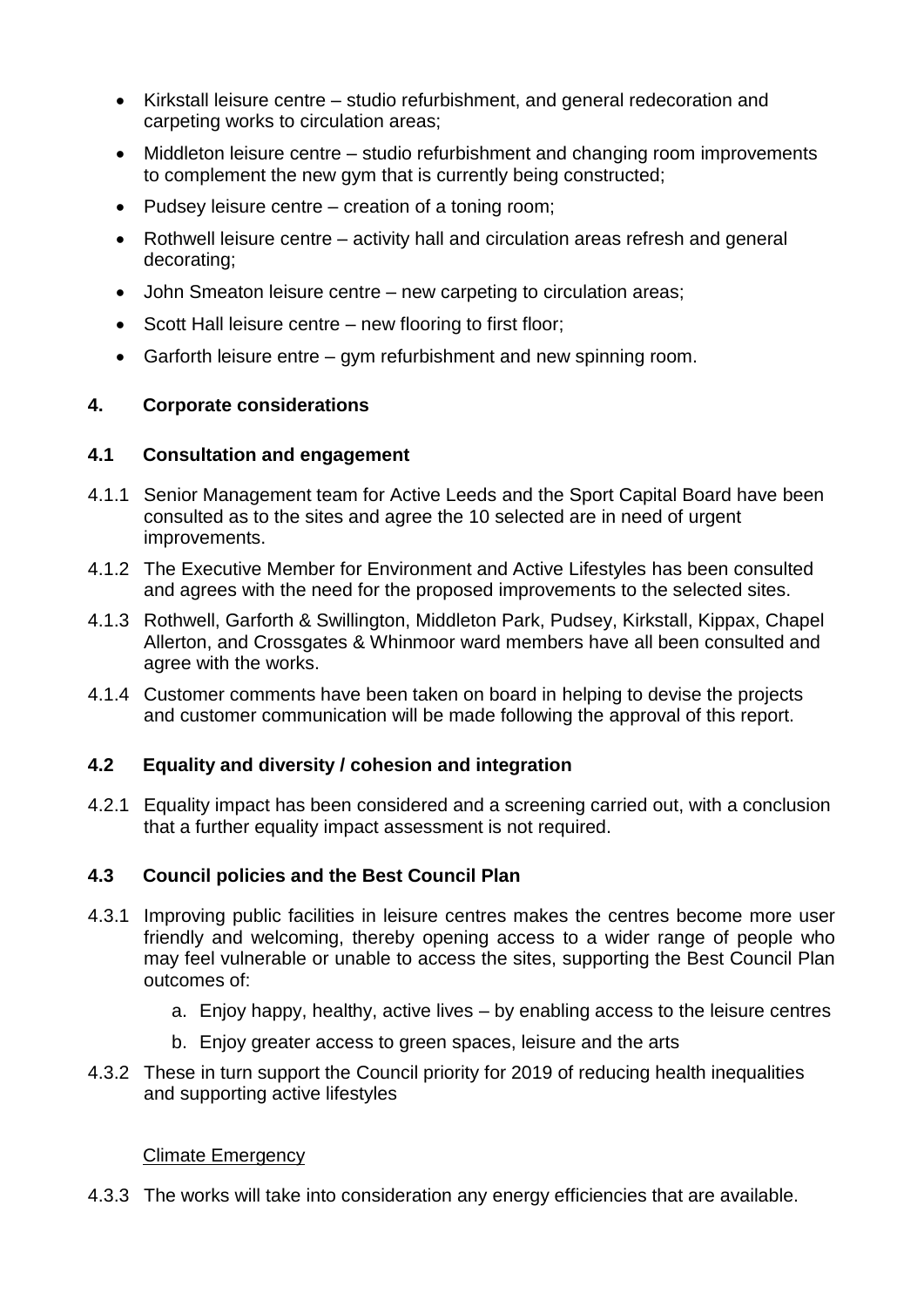- Kirkstall leisure centre – studio refurbishment, and general redecoration and carpeting works to circulation areas;
- Middleton leisure centre – studio refurbishment and changing room improvements to complement the new gym that is currently being constructed;
- Pudsey leisure centre – creation of a toning room;
- Rothwell leisure centre – activity hall and circulation areas refresh and general decorating;
- John Smeaton leisure centre – new carpeting to circulation areas;
- Scott Hall leisure centre – new flooring to first floor;
- Garforth leisure entre – gym refurbishment and new spinning room.

## 4. Corporate considerations

### 4.1 Consultation and engagement

4.1.1 Senior Management team for Active Leeds and the Sport Capital Board have been consulted as to the sites and agree the 10 selected are in need of urgent improvements.

4.1.2 The Executive Member for Environment and Active Lifestyles has been consulted and agrees with the need for the proposed improvements to the selected sites.

4.1.3 Rothwell, Garforth & Swillington, Middleton Park, Pudsey, Kirkstall, Kippax, Chapel Allerton, and Crossgates & Whinmoor ward members have all been consulted and agree with the works.

4.1.4 Customer comments have been taken on board in helping to devise the projects and customer communication will be made following the approval of this report.

### 4.2 Equality and diversity / cohesion and integration

4.2.1 Equality impact has been considered and a screening carried out, with a conclusion that a further equality impact assessment is not required.

### 4.3 Council policies and the Best Council Plan

4.3.1 Improving public facilities in leisure centres makes the centres become more user friendly and welcoming, thereby opening access to a wider range of people who may feel vulnerable or unable to access the sites, supporting the Best Council Plan outcomes of:

a. Enjoy happy, healthy, active lives – by enabling access to the leisure centres

b. Enjoy greater access to green spaces, leisure and the arts

4.3.2 These in turn support the Council priority for 2019 of reducing health inequalities and supporting active lifestyles

Climate Emergency

4.3.3 The works will take into consideration any energy efficiencies that are available.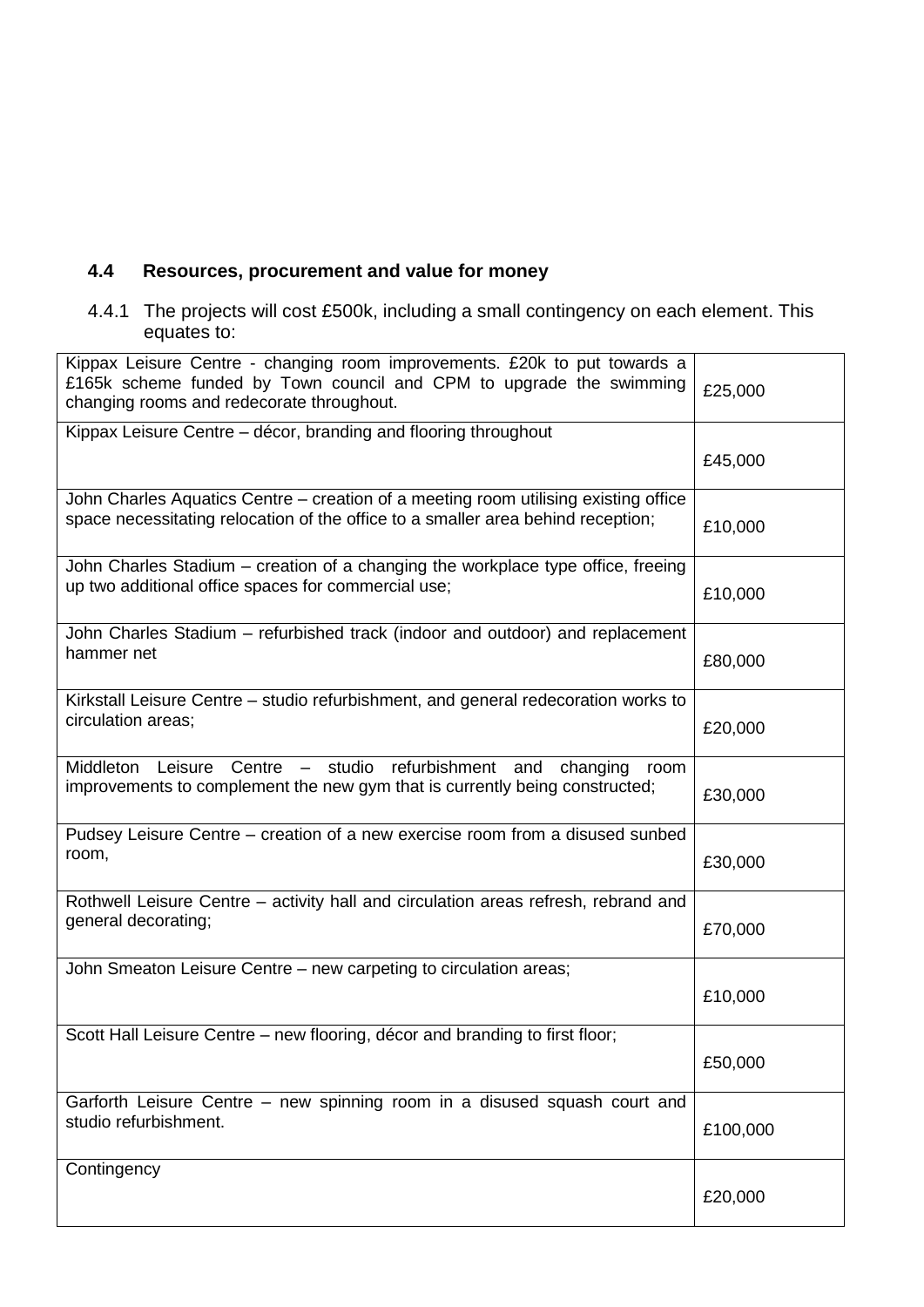### 4.4 Resources, procurement and value for money

4.4.1 The projects will cost £500k, including a small contingency on each element. This equates to:

| | |
|---|---|
| Kippax Leisure Centre - changing room improvements. £20k to put towards a £165k scheme funded by Town council and CPM to upgrade the swimming changing rooms and redecorate throughout. | £25,000 |
| Kippax Leisure Centre – décor, branding and flooring throughout | £45,000 |
| John Charles Aquatics Centre – creation of a meeting room utilising existing office space necessitating relocation of the office to a smaller area behind reception; | £10,000 |
| John Charles Stadium – creation of a changing the workplace type office, freeing up two additional office spaces for commercial use; | £10,000 |
| John Charles Stadium – refurbished track (indoor and outdoor) and replacement hammer net | £80,000 |
| Kirkstall Leisure Centre – studio refurbishment, and general redecoration works to circulation areas; | £20,000 |
| Middleton Leisure Centre – studio refurbishment and changing room improvements to complement the new gym that is currently being constructed; | £30,000 |
| Pudsey Leisure Centre – creation of a new exercise room from a disused sunbed room, | £30,000 |
| Rothwell Leisure Centre – activity hall and circulation areas refresh, rebrand and general decorating; | £70,000 |
| John Smeaton Leisure Centre – new carpeting to circulation areas; | £10,000 |
| Scott Hall Leisure Centre – new flooring, décor and branding to first floor; | £50,000 |
| Garforth Leisure Centre – new spinning room in a disused squash court and studio refurbishment. | £100,000 |
| Contingency | £20,000 |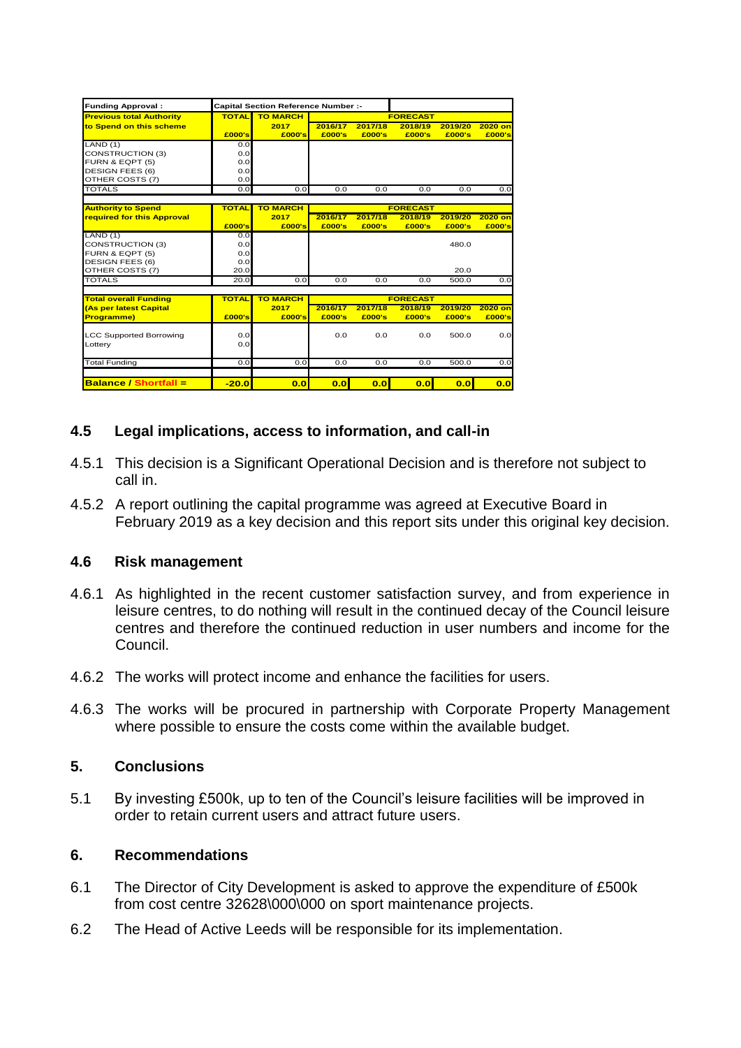| Funding Approval : | Capital Section Reference Number :- | | | | | | |
|---|---|---|---|---|---|---|---|
| **Previous total Authority to Spend on this scheme** | **TOTAL** | **TO MARCH 2017** | **FORECAST** | | | | |
| | **£000's** | **£000's** | **2016/17 £000's** | **2017/18 £000's** | **2018/19 £000's** | **2019/20 £000's** | **2020 on £000's** |
| LAND (1) | 0.0 | | | | | | |
| CONSTRUCTION (3) | 0.0 | | | | | | |
| FURN & EQPT (5) | 0.0 | | | | | | |
| DESIGN FEES (6) | 0.0 | | | | | | |
| OTHER COSTS (7) | 0.0 | | | | | | |
| TOTALS | 0.0 | 0.0 | 0.0 | 0.0 | 0.0 | 0.0 | 0.0 |

| **Authority to Spend required for this Approval** | **TOTAL** | **TO MARCH 2017** | **FORECAST** | | | | |
|---|---|---|---|---|---|---|---|
| | **£000's** | **£000's** | **2016/17 £000's** | **2017/18 £000's** | **2018/19 £000's** | **2019/20 £000's** | **2020 on £000's** |
| LAND (1) | 0.0 | | | | | | |
| CONSTRUCTION (3) | 0.0 | | | | | 480.0 | |
| FURN & EQPT (5) | 0.0 | | | | | | |
| DESIGN FEES (6) | 0.0 | | | | | | |
| OTHER COSTS (7) | 20.0 | | | | | 20.0 | |
| TOTALS | 20.0 | 0.0 | 0.0 | 0.0 | 0.0 | 500.0 | 0.0 |

| **Total overall Funding (As per latest Capital Programme)** | **TOTAL** | **TO MARCH 2017** | **FORECAST** | | | | |
|---|---|---|---|---|---|---|---|
| | **£000's** | **£000's** | **2016/17 £000's** | **2017/18 £000's** | **2018/19 £000's** | **2019/20 £000's** | **2020 on £000's** |
| LCC Supported Borrowing | 0.0 | | 0.0 | 0.0 | 0.0 | 500.0 | 0.0 |
| Lottery | 0.0 | | | | | | |
| Total Funding | 0.0 | 0.0 | 0.0 | 0.0 | 0.0 | 500.0 | 0.0 |
| **Balance / Shortfall =** | **-20.0** | **0.0** | **0.0** | **0.0** | **0.0** | **0.0** | **0.0** |

### 4.5 Legal implications, access to information, and call-in

4.5.1 This decision is a Significant Operational Decision and is therefore not subject to call in.

4.5.2 A report outlining the capital programme was agreed at Executive Board in February 2019 as a key decision and this report sits under this original key decision.

### 4.6 Risk management

4.6.1 As highlighted in the recent customer satisfaction survey, and from experience in leisure centres, to do nothing will result in the continued decay of the Council leisure centres and therefore the continued reduction in user numbers and income for the Council.

4.6.2 The works will protect income and enhance the facilities for users.

4.6.3 The works will be procured in partnership with Corporate Property Management where possible to ensure the costs come within the available budget.

## 5. Conclusions

5.1 By investing £500k, up to ten of the Council's leisure facilities will be improved in order to retain current users and attract future users.

## 6. Recommendations

6.1 The Director of City Development is asked to approve the expenditure of £500k from cost centre 32628\000\000 on sport maintenance projects.

6.2 The Head of Active Leeds will be responsible for its implementation.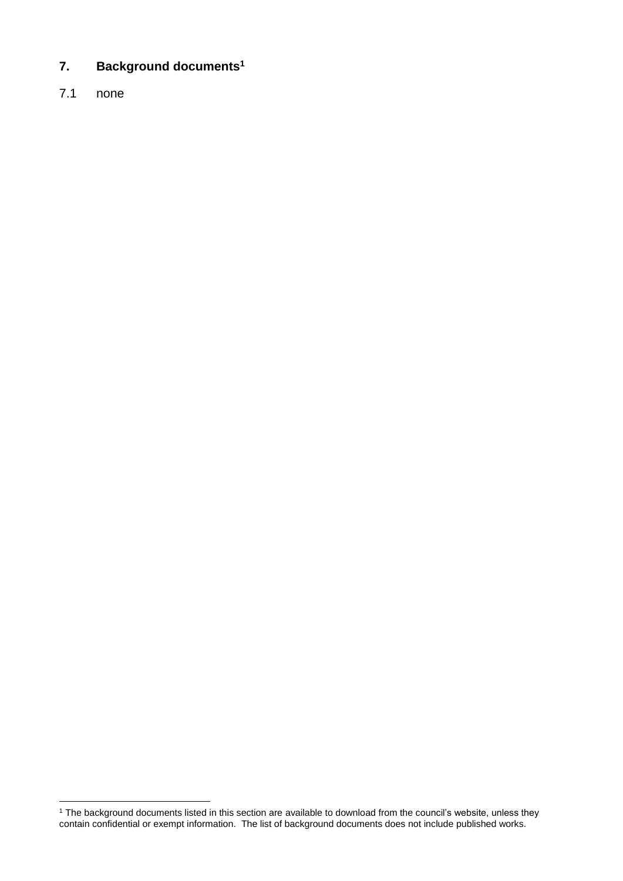## 7. Background documents[1]

7.1 none

[1] The background documents listed in this section are available to download from the council's website, unless they contain confidential or exempt information. The list of background documents does not include published works.